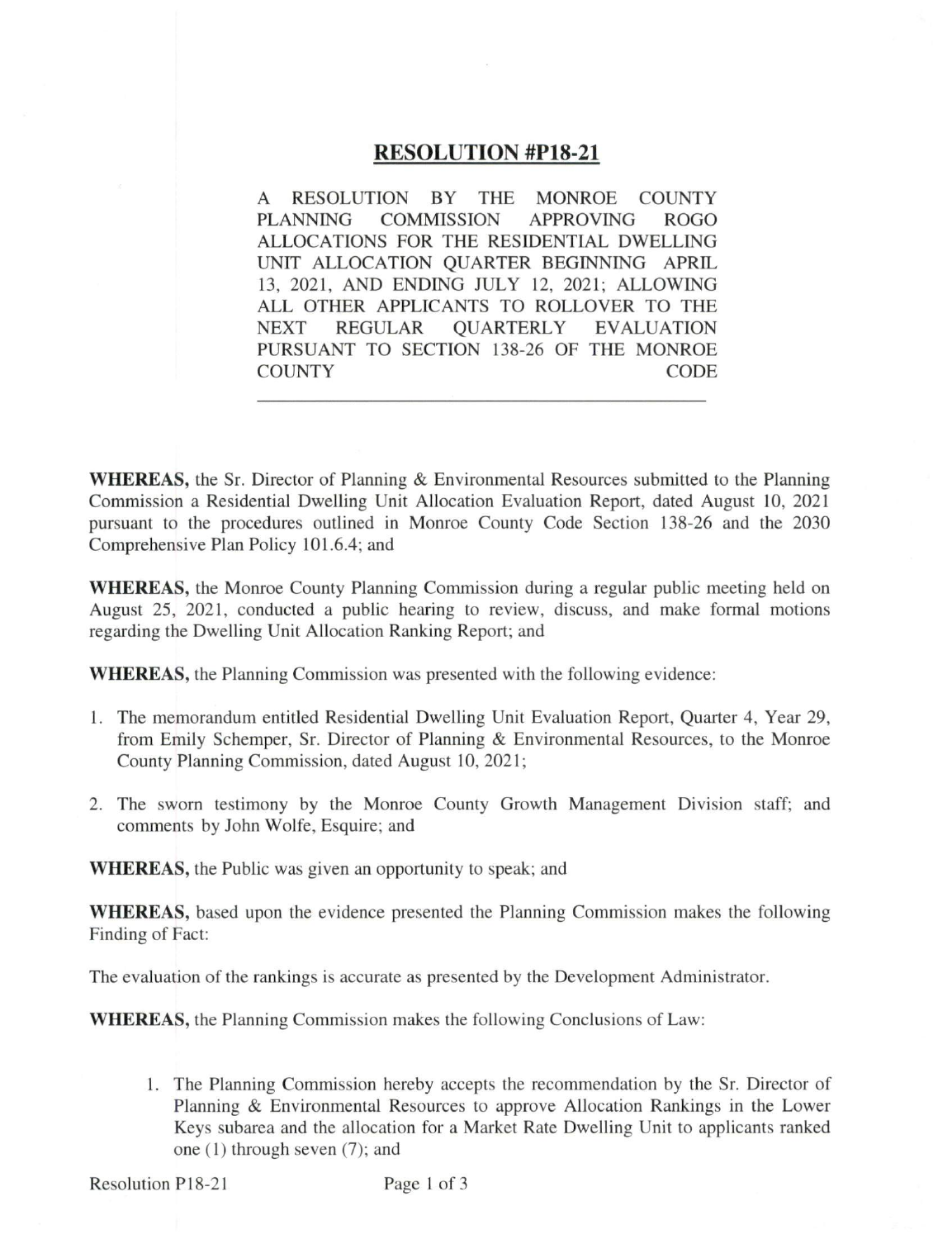# RESOLUTION #P18-21

A RESOLUTION BY THE MONROE COUNTY PLANNING COMMISSION APPROVING ROGO ALLOCATIONS FOR THE RESIDENTIAL DWELLING UNIT ALLOCATION QUARTER BEGINNING APRIL 13, 2021, AND ENDING JULY 12, 2021; ALLOWING ALL OTHER APPLICANTS TO ROLLOVER TO THE NEXT REGULAR QUARTERLY EVALUATION PURSUANT TO SECTION 138-26 OF THE MONROE COUNTY CODE

---

**WHEREAS,** the Sr. Director of Planning & Environmental Resources submitted to the Planning Commission a Residential Dwelling Unit Allocation Evaluation Report, dated August 10, 2021 pursuant to the procedures outlined in Monroe County Code Section 138-26 and the 2030 Comprehensive Plan Policy 101.6.4; and

**WHEREAS,** the Monroe County Planning Commission during a regular public meeting held on August 25, 2021, conducted a public hearing to review, discuss, and make formal motions regarding the Dwelling Unit Allocation Ranking Report; and

**WHEREAS,** the Planning Commission was presented with the following evidence:

1. The memorandum entitled Residential Dwelling Unit Evaluation Report, Quarter 4, Year 29, from Emily Schemper, Sr. Director of Planning & Environmental Resources, to the Monroe County Planning Commission, dated August 10, 2021;
2. The sworn testimony by the Monroe County Growth Management Division staff; and comments by John Wolfe, Esquire; and

**WHEREAS,** the Public was given an opportunity to speak; and

**WHEREAS,** based upon the evidence presented the Planning Commission makes the following Finding of Fact:

The evaluation of the rankings is accurate as presented by the Development Administrator.

**WHEREAS,** the Planning Commission makes the following Conclusions of Law:

1. The Planning Commission hereby accepts the recommendation by the Sr. Director of Planning & Environmental Resources to approve Allocation Rankings in the Lower Keys subarea and the allocation for a Market Rate Dwelling Unit to applicants ranked one (1) through seven (7); and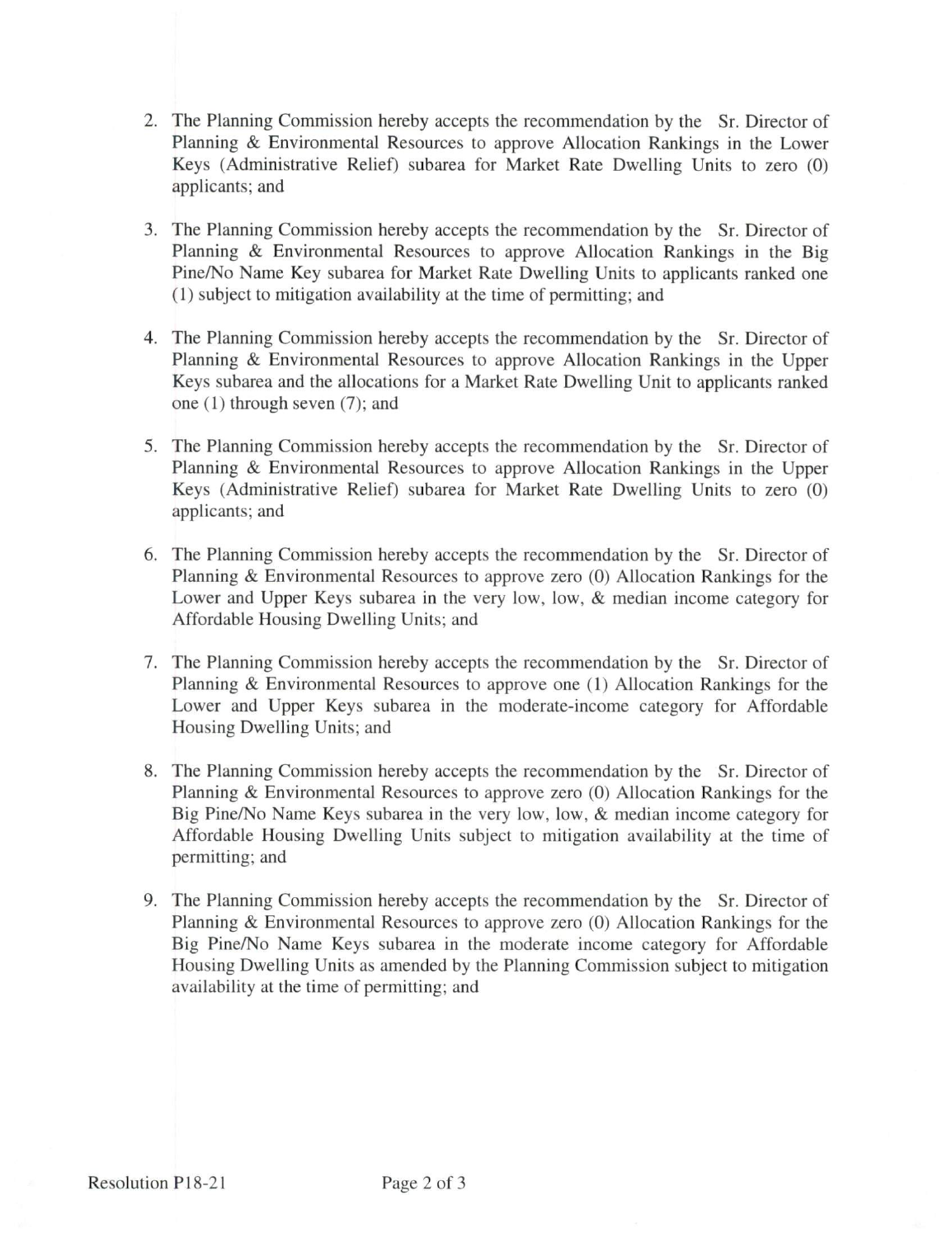2. The Planning Commission hereby accepts the recommendation by the Sr. Director of Planning & Environmental Resources to approve Allocation Rankings in the Lower Keys (Administrative Relief) subarea for Market Rate Dwelling Units to zero (0) applicants; and

3. The Planning Commission hereby accepts the recommendation by the Sr. Director of Planning & Environmental Resources to approve Allocation Rankings in the Big Pine/No Name Key subarea for Market Rate Dwelling Units to applicants ranked one (1) subject to mitigation availability at the time of permitting; and

4. The Planning Commission hereby accepts the recommendation by the Sr. Director of Planning & Environmental Resources to approve Allocation Rankings in the Upper Keys subarea and the allocations for a Market Rate Dwelling Unit to applicants ranked one (1) through seven (7); and

5. The Planning Commission hereby accepts the recommendation by the Sr. Director of Planning & Environmental Resources to approve Allocation Rankings in the Upper Keys (Administrative Relief) subarea for Market Rate Dwelling Units to zero (0) applicants; and

6. The Planning Commission hereby accepts the recommendation by the Sr. Director of Planning & Environmental Resources to approve zero (0) Allocation Rankings for the Lower and Upper Keys subarea in the very low, low, & median income category for Affordable Housing Dwelling Units; and

7. The Planning Commission hereby accepts the recommendation by the Sr. Director of Planning & Environmental Resources to approve one (1) Allocation Rankings for the Lower and Upper Keys subarea in the moderate-income category for Affordable Housing Dwelling Units; and

8. The Planning Commission hereby accepts the recommendation by the Sr. Director of Planning & Environmental Resources to approve zero (0) Allocation Rankings for the Big Pine/No Name Keys subarea in the very low, low, & median income category for Affordable Housing Dwelling Units subject to mitigation availability at the time of permitting; and

9. The Planning Commission hereby accepts the recommendation by the Sr. Director of Planning & Environmental Resources to approve zero (0) Allocation Rankings for the Big Pine/No Name Keys subarea in the moderate income category for Affordable Housing Dwelling Units as amended by the Planning Commission subject to mitigation availability at the time of permitting; and

Resolution P18-21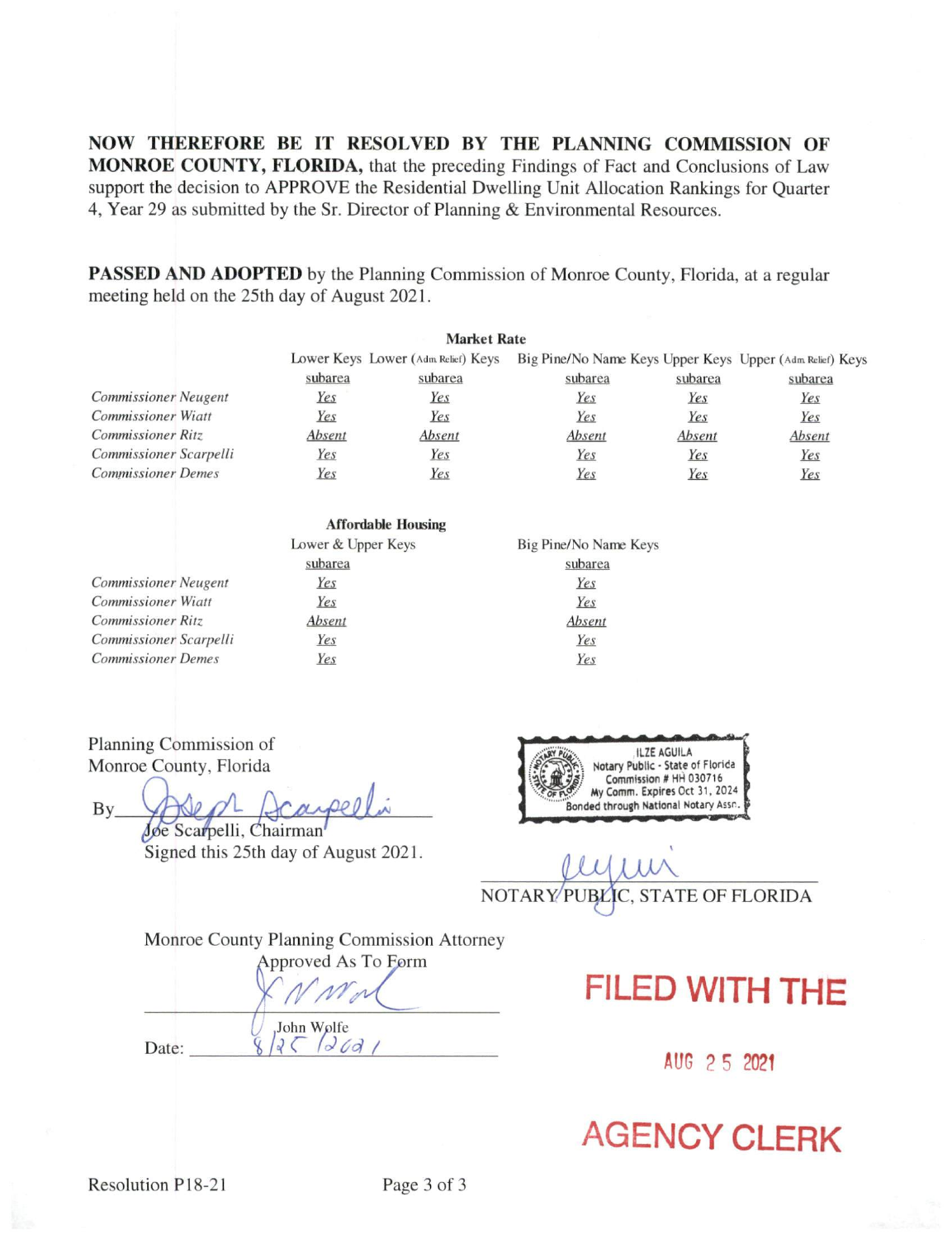**NOW THEREFORE BE IT RESOLVED BY THE PLANNING COMMISSION OF MONROE COUNTY, FLORIDA,** that the preceding Findings of Fact and Conclusions of Law support the decision to APPROVE the Residential Dwelling Unit Allocation Rankings for Quarter 4, Year 29 as submitted by the Sr. Director of Planning & Environmental Resources.

**PASSED AND ADOPTED** by the Planning Commission of Monroe County, Florida, at a regular meeting held on the 25th day of August 2021.

**Market Rate**

| | Lower Keys subarea | Lower (Adm Relief) Keys subarea | Big Pine/No Name Keys subarea | Upper Keys subarea | Upper (Adm Relief) Keys subarea |
|---|---|---|---|---|---|
| *Commissioner Neugent* | *Yes* | *Yes* | *Yes* | *Yes* | *Yes* |
| *Commissioner Wiatt* | *Yes* | *Yes* | *Yes* | *Yes* | *Yes* |
| *Commissioner Ritz* | *Absent* | *Absent* | *Absent* | *Absent* | *Absent* |
| *Commissioner Scarpelli* | *Yes* | *Yes* | *Yes* | *Yes* | *Yes* |
| *Commissioner Demes* | *Yes* | *Yes* | *Yes* | *Yes* | *Yes* |

**Affordable Housing**

| | Lower & Upper Keys subarea | Big Pine/No Name Keys subarea |
|---|---|---|
| *Commissioner Neugent* | *Yes* | *Yes* |
| *Commissioner Wiatt* | *Yes* | *Yes* |
| *Commissioner Ritz* | *Absent* | *Absent* |
| *Commissioner Scarpelli* | *Yes* | *Yes* |
| *Commissioner Demes* | *Yes* | *Yes* |

Planning Commission of
Monroe County, Florida

By ______________________
Joe Scarpelli, Chairman
Signed this 25th day of August 2021.

ILZE AGUILA
Notary Public - State of Florida
Commission # HH 030716
My Comm. Expires Oct 31, 2024
Bonded through National Notary Assn.

______________________
NOTARY PUBLIC, STATE OF FLORIDA

Monroe County Planning Commission Attorney
Approved As To Form

______________________
John Wolfe

Date: 8/25/2021

FILED WITH THE

AUG 25 2021

AGENCY CLERK

Resolution P18-21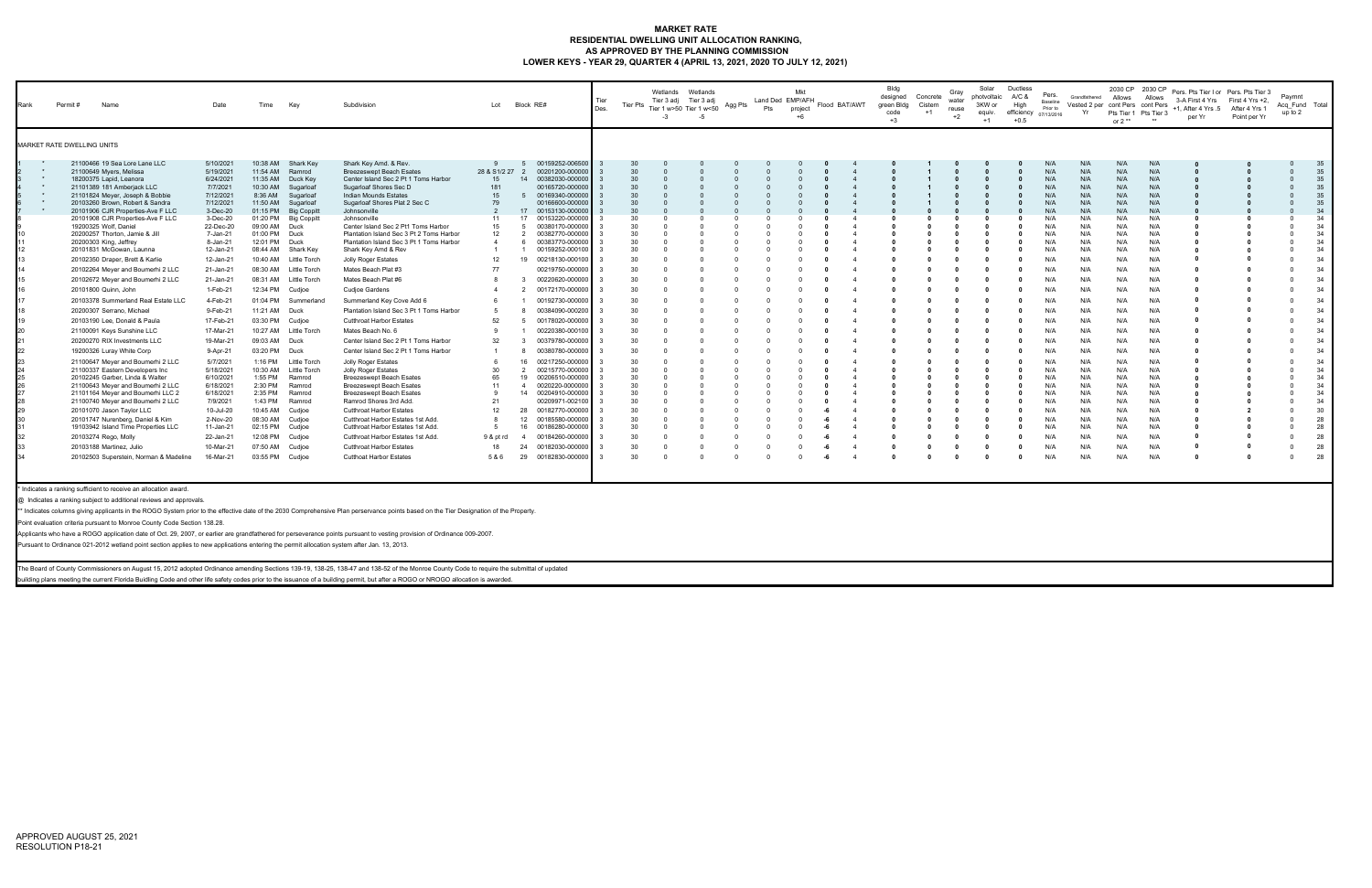# MARKET RATE
## RESIDENTIAL DWELLING UNIT ALLOCATION RANKING, AS APPROVED BY THE PLANNING COMMISSION
### LOWER KEYS - YEAR 29, QUARTER 4 (APRIL 13, 2021, 2020 TO JULY 12, 2021)

| Rank | | Permit # | Name | Date | Time | Key | Subdivision | Lot | Block | RE# | Tier Des. | Tier Pts | Wetlands Tier 3 adj Tier 1 w>50 -3 | Wetlands Tier 3 adj Tier 1 w<50 -5 | Agg Pts | Land Ded Pts | Mkt EMP/AFH project +6 | Flood | BAT/AWT | Bldg designed green Bldg code +3 | Concrete Cistern +1 | Gray water reuse +2 | Solar photvoltaic 3KW or equiv. +1 | Ductless A/C & High efficiency +0.5 | Pers. Baseline Prior to 07/13/2016 | Grandfathered Vested 2 per Yr | 2030 CP Allows cont Pers Pts Tier 1 or 2 ** | 2030 CP Allows cont Pers Pts Tier 3 ** | Pers. Pts Tier I or 3-A First 4 Yrs +1, After 4 Yrs .5 per Yr | Pers. Pts Tier 3 First 4 Yrs +2, After 4 Yrs 1 Point per Yr | Paymnt Acq_Fund up to 2 | Total |
|---|---|---|---|---|---|---|---|---|---|---|---|---|---|---|---|---|---|---|---|---|---|---|---|---|---|---|---|---|---|---|---|---|
| MARKET RATE DWELLING UNITS | | | | | | | | | | | | | | | | | | | | | | | | | | | | | | | | |
| 1 | * | 21100466 | 19 Sea Lore Lane LLC | 5/10/2021 | 10:38 AM | Shark Key | Shark Key Amd. & Rev. | 9 | 5 | 00159252-006500 | 3 | 30 | 0 | 0 | 0 | 0 | 0 | 0 | 4 | 0 | 1 | 0 | 0 | 0 | N/A | N/A | N/A | N/A | 0 | 0 | 0 | 35 |
| 2 | * | 21100649 | Myers, Melissa | 5/19/2021 | 11:54 AM | Ramrod | Breezeswept Beach Estates | 28 & S1/2 27 | 2 | 00201200-000000 | 3 | 30 | 0 | 0 | 0 | 0 | 0 | 0 | 4 | 0 | 1 | 0 | 0 | 0 | N/A | N/A | N/A | N/A | 0 | 0 | 0 | 35 |
| 3 | * | 18200375 | Lapid, Leanora | 6/24/2021 | 11:35 AM | Duck Key | Center Island Sec 2 Pt 1 Toms Harbor | 15 | 14 | 00382030-000000 | 3 | 30 | 0 | 0 | 0 | 0 | 0 | 0 | 4 | 0 | 1 | 0 | 0 | 0 | N/A | N/A | N/A | N/A | 0 | 0 | 0 | 35 |
| 4 | * | 21101389 | 181 Amberjack LLC | 7/7/2021 | 10:30 AM | Sugarloaf | Sugarloaf Shores Sec D | 181 | | 00165720-000000 | 3 | 30 | 0 | 0 | 0 | 0 | 0 | 0 | 4 | 0 | 1 | 0 | 0 | 0 | N/A | N/A | N/A | N/A | 0 | 0 | 0 | 35 |
| 5 | * | 21101824 | Brown, Joseph & Bobbie | 7/12/2021 | 8:36 AM | Sugarloaf | Indian Mounds Estates | 15 | 5 | 00169340-000000 | 3 | 30 | 0 | 0 | 0 | 0 | 0 | 0 | 4 | 0 | 1 | 0 | 0 | 0 | N/A | N/A | N/A | N/A | 0 | 0 | 0 | 35 |
| 6 | * | 21103260 | Brown, Robert & Sandra | 7/12/2021 | 11:50 AM | Sugarloaf | Sugarloaf Shores Plat 2 Sec C | 79 | | 00166600-000000 | 3 | 30 | 0 | 0 | 0 | 0 | 0 | 0 | 4 | 0 | 1 | 0 | 0 | 0 | N/A | N/A | N/A | N/A | 0 | 0 | 0 | 35 |
| 7 | * | 20101906 | CJR Properties-Ave F LLC | 3-Dec-20 | 01:15 PM | Big Coppitt | Johnsonville | 2 | 17 | 00153130-000000 | 3 | 30 | 0 | 0 | 0 | 0 | 0 | 0 | 4 | 0 | 0 | 0 | 0 | 0 | N/A | N/A | N/A | N/A | 0 | 0 | 0 | 34 |
| 8 | | 20101908 | CJR Properties-Ave F LLC | 3-Dec-20 | 01:20 PM | Big Coppitt | Johnsonville | 11 | 17 | 00153220-000000 | 3 | 30 | 0 | 0 | 0 | 0 | 0 | 0 | 4 | 0 | 0 | 0 | 0 | 0 | N/A | N/A | N/A | N/A | 0 | 0 | 0 | 34 |
| 9 | | 19200325 | Wolf, Daniel | 22-Dec-20 | 09:00 AM | Duck | Center Island Sec 2 Pt1 Toms Harbor | 15 | 5 | 00380170-000000 | 3 | 30 | 0 | 0 | 0 | 0 | 0 | 0 | 4 | 0 | 0 | 0 | 0 | 0 | N/A | N/A | N/A | N/A | 0 | 0 | 0 | 34 |
| 10 | | 20200257 | Thorton, Jamie & Jill | 7-Jan-21 | 01:00 PM | Duck | Plantation Island Sec 3 Pt 2 Toms Harbor | 12 | 2 | 00382770-000000 | 3 | 30 | 0 | 0 | 0 | 0 | 0 | 0 | 4 | 0 | 0 | 0 | 0 | 0 | N/A | N/A | N/A | N/A | 0 | 0 | 0 | 34 |
| 11 | | 20200303 | King, Jeffrey | 8-Jan-21 | 12:01 PM | Duck | Plantation Island Sec 3 Pt 1 Toms Harbor | 4 | 6 | 00383770-000000 | 3 | 30 | 0 | 0 | 0 | 0 | 0 | 0 | 4 | 0 | 0 | 0 | 0 | 0 | N/A | N/A | N/A | N/A | 0 | 0 | 0 | 34 |
| 12 | | 20101831 | McGowan, Launna | 12-Jan-21 | 08:44 AM | Shark Key | Shark Key Amd & Rev | 1 | 1 | 00159252-000100 | 3 | 30 | 0 | 0 | 0 | 0 | 0 | 0 | 4 | 0 | 0 | 0 | 0 | 0 | N/A | N/A | N/A | N/A | 0 | 0 | 0 | 34 |
| 13 | | 20102350 | Draper, Brett & Karlie | 12-Jan-21 | 10:40 AM | Little Torch | Jolly Roger Estates | 12 | 19 | 00218130-000100 | 3 | 30 | 0 | 0 | 0 | 0 | 0 | 0 | 4 | 0 | 0 | 0 | 0 | 0 | N/A | N/A | N/A | N/A | 0 | 0 | 0 | 34 |
| 14 | | 20102264 | Meyer and Boumerhi 2 LLC | 21-Jan-21 | 08:30 AM | Little Torch | Mates Beach Plat #3 | 77 | | 00219750-000000 | 3 | 30 | 0 | 0 | 0 | 0 | 0 | 0 | 4 | 0 | 0 | 0 | 0 | 0 | N/A | N/A | N/A | N/A | 0 | 0 | 0 | 34 |
| 15 | | 20102672 | Meyer and Boumerhi 2 LLC | 21-Jan-21 | 08:31 AM | Little Torch | Mates Beach Plat #6 | 8 | 3 | 00220620-000000 | 3 | 30 | 0 | 0 | 0 | 0 | 0 | 0 | 4 | 0 | 0 | 0 | 0 | 0 | N/A | N/A | N/A | N/A | 0 | 0 | 0 | 34 |
| 16 | | 20101800 | Quinn, John | 1-Feb-21 | 12:34 PM | Cudjoe | Cudjoe Gardens | 4 | 2 | 00172170-000000 | 3 | 30 | 0 | 0 | 0 | 0 | 0 | 0 | 4 | 0 | 0 | 0 | 0 | 0 | N/A | N/A | N/A | N/A | 0 | 0 | 0 | 34 |
| 17 | | 20103378 | Summerland Real Estate LLC | 4-Feb-21 | 01:04 PM | Summerland | Summerland Key Cove Add 6 | 6 | 1 | 00192730-000000 | 3 | 30 | 0 | 0 | 0 | 0 | 0 | 0 | 4 | 0 | 0 | 0 | 0 | 0 | N/A | N/A | N/A | N/A | 0 | 0 | 0 | 34 |
| 18 | | 20200307 | Serrano, Michael | 9-Feb-21 | 11:21 AM | Duck | Plantation Island Sec 3 Pt 1 Toms Harbor | 5 | 8 | 00384090-000200 | 3 | 30 | 0 | 0 | 0 | 0 | 0 | 0 | 4 | 0 | 0 | 0 | 0 | 0 | N/A | N/A | N/A | N/A | 0 | 0 | 0 | 34 |
| 19 | | 20103190 | Lee, Donald & Paula | 17-Feb-21 | 03:30 PM | Cudjoe | Cutthroat Harbor Estates | 52 | 5 | 00178020-000000 | 3 | 30 | 0 | 0 | 0 | 0 | 0 | 0 | 4 | 0 | 0 | 0 | 0 | 0 | N/A | N/A | N/A | N/A | 0 | 0 | 0 | 34 |
| 20 | | 21100091 | Keys Sunshine LLC | 17-Mar-21 | 10:27 AM | Little Torch | Mates Beach No. 6 | 9 | 1 | 00220380-000100 | 3 | 30 | 0 | 0 | 0 | 0 | 0 | 0 | 4 | 0 | 0 | 0 | 0 | 0 | N/A | N/A | N/A | N/A | 0 | 0 | 0 | 34 |
| 21 | | 20200270 | RIX Investments LLC | 19-Mar-21 | 09:03 AM | Duck | Center Island Sec 2 Pt 1 Toms Harbor | 32 | 3 | 00379780-000000 | 3 | 30 | 0 | 0 | 0 | 0 | 0 | 0 | 4 | 0 | 0 | 0 | 0 | 0 | N/A | N/A | N/A | N/A | 0 | 0 | 0 | 34 |
| 22 | | 19200326 | Luray White Corp | 9-Apr-21 | 03:20 PM | Duck | Center Island Sec 2 Pt 1 Toms Harbor | 1 | 8 | 00380780-000000 | 3 | 30 | 0 | 0 | 0 | 0 | 0 | 0 | 4 | 0 | 0 | 0 | 0 | 0 | N/A | N/A | N/A | N/A | 0 | 0 | 0 | 34 |
| 23 | | 21100647 | Meyer and Boumerhi 2 LLC | 5/7/2021 | 1:16 PM | Little Torch | Jolly Roger Estates | 6 | 16 | 00217250-000000 | 3 | 30 | 0 | 0 | 0 | 0 | 0 | 0 | 4 | 0 | 0 | 0 | 0 | 0 | N/A | N/A | N/A | N/A | 0 | 0 | 0 | 34 |
| 24 | | 21100337 | Eastern Developers Inc | 5/18/2021 | 10:30 AM | Little Torch | Jolly Roger Estates | 30 | 2 | 00215770-000000 | 3 | 30 | 0 | 0 | 0 | 0 | 0 | 0 | 4 | 0 | 0 | 0 | 0 | 0 | N/A | N/A | N/A | N/A | 0 | 0 | 0 | 34 |
| 25 | | 20102245 | Garber, Linda & Walter | 6/10/2021 | 1:55 PM | Ramrod | Breezeswept Beach Estates | 65 | 19 | 00206510-000000 | 3 | 30 | 0 | 0 | 0 | 0 | 0 | 0 | 4 | 0 | 0 | 0 | 0 | 0 | N/A | N/A | N/A | N/A | 0 | 0 | 0 | 34 |
| 26 | | 21100643 | Meyer and Boumerhi 2 LLC | 6/18/2021 | 2:30 PM | Ramrod | Breezeswept Beach Estates | 11 | 4 | 0020220-0000000 | 3 | 30 | 0 | 0 | 0 | 0 | 0 | 0 | 4 | 0 | 0 | 0 | 0 | 0 | N/A | N/A | N/A | N/A | 0 | 0 | 0 | 34 |
| 27 | | 21101164 | Meyer and Boumerhi LLC 2 | 6/18/2021 | 2:35 PM | Ramrod | Breezeswept Beach Estates | 9 | 14 | 00204910-000000 | 3 | 30 | 0 | 0 | 0 | 0 | 0 | 0 | 4 | 0 | 0 | 0 | 0 | 0 | N/A | N/A | N/A | N/A | 0 | 0 | 0 | 34 |
| 28 | | 21100740 | Meyer and Boumerhi 2 LLC | 7/9/2021 | 1:43 PM | Ramrod | Ramrod Shores 3rd Add. | 21 | | 00209971-002100 | 3 | 30 | 0 | 0 | 0 | 0 | 0 | 0 | 4 | 0 | 0 | 0 | 0 | 0 | N/A | N/A | N/A | N/A | 0 | 0 | 0 | 34 |
| 29 | | 20101070 | Jason Taylor LLC | 10-Jul-20 | 10:45 AM | Cudjoe | Cutthroat Harbor Estates | 12 | 28 | 00182770-000000 | 3 | 30 | 0 | 0 | 0 | 0 | 0 | -6 | 4 | 0 | 0 | 0 | 0 | 0 | N/A | N/A | N/A | N/A | 0 | 2 | 0 | 30 |
| 30 | | 20101747 | Nurenberg, Daniel & Kim | 2-Nov-20 | 08:30 AM | Cudjoe | Cutthroat Harbor Estates 1st Add. | 8 | 12 | 00185580-000000 | 3 | 30 | 0 | 0 | 0 | 0 | 0 | -6 | 4 | 0 | 0 | 0 | 0 | 0 | N/A | N/A | N/A | N/A | 0 | 0 | 0 | 28 |
| 31 | | 19103942 | Island Time Properties LLC | 11-Jan-21 | 02:15 PM | Cudjoe | Cutthroat Harbor Estates 1st Add. | 5 | 16 | 00186280-000000 | 3 | 30 | 0 | 0 | 0 | 0 | 0 | -6 | 4 | 0 | 0 | 0 | 0 | 0 | N/A | N/A | N/A | N/A | 0 | 0 | 0 | 28 |
| 32 | | 20103274 | Rego, Molly | 22-Jan-21 | 12:08 PM | Cudjoe | Cutthroat Harbor Estates 1st Add. | 9 & pt rd | 4 | 00184260-000000 | 3 | 30 | 0 | 0 | 0 | 0 | 0 | -6 | 4 | 0 | 0 | 0 | 0 | 0 | N/A | N/A | N/A | N/A | 0 | 0 | 0 | 28 |
| 33 | | 20103188 | Martinez, Julio | 10-Mar-21 | 07:50 AM | Cudjoe | Cutthroat Harbor Estates | 18 | 24 | 00182030-000000 | 3 | 30 | 0 | 0 | 0 | 0 | 0 | -6 | 4 | 0 | 0 | 0 | 0 | 0 | N/A | N/A | N/A | N/A | 0 | 0 | 0 | 28 |
| 34 | | 20102503 | Superstein, Norman & Madeline | 16-Mar-21 | 03:55 PM | Cudjoe | Cutthoat Harbor Estates | 5 & 6 | 29 | 00182830-000000 | 3 | 30 | 0 | 0 | 0 | 0 | 0 | -6 | 4 | 0 | 0 | 0 | 0 | 0 | N/A | N/A | N/A | N/A | 0 | 0 | 0 | 28 |

* Indicates a ranking sufficient to receive an allocation award.

@ Indicates a ranking subject to additional reviews and approvals.

** Indicates columns giving applicants in the ROGO System prior to the effective date of the 2030 Comprehensive Plan perservance points based on the Tier Designation of the Property.

Point evaluation criteria pursuant to Monroe County Code Section 138.28.

Applicants who have a ROGO application date of Oct. 29, 2007, or earlier are grandfathered for perseverance points pursuant to vesting provision of Ordinance 009-2007.

Pursuant to Ordinance 021-2012 wetland point section applies to new applications entering the permit allocation system after Jan. 13, 2013.

The Board of County Commissioners on August 15, 2012 adopted Ordinance amending Sections 139-19, 138-25, 138-47 and 138-52 of the Monroe County Code to require the submittal of updated building plans meeting the current Florida Buidling Code and other life safety codes prior to the issuance of a building permit, but after a ROGO or NROGO allocation is awarded.

APPROVED AUGUST 25, 2021
RESOLUTION P18-21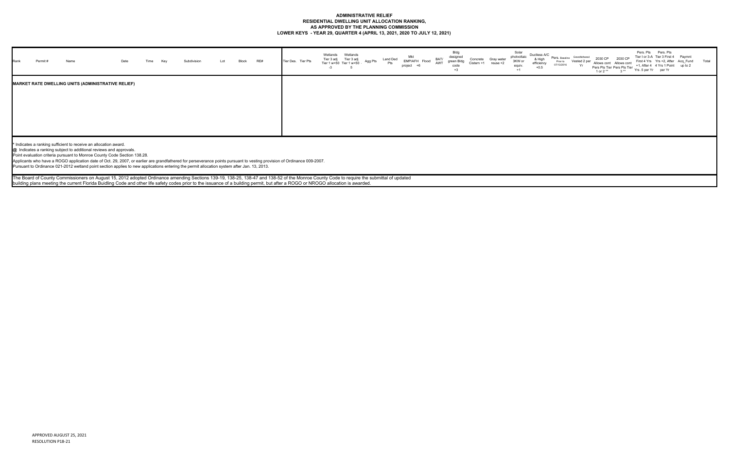# ADMINISTRATIVE RELIEF
## RESIDENTIAL DWELLING UNIT ALLOCATION RANKING, AS APPROVED BY THE PLANNING COMMISSION
### LOWER KEYS - YEAR 29, QUARTER 4 (APRIL 13, 2021, 2020 TO JULY 12, 2021)

| Rank | Permit # | Name | Date | Time | Key | Subdivision | Lot | Block | RE# | Tier Des. | Tier Pts | Wetlands Tier 3 adj Tier 1 w>50 -3 | Wetlands Tier 3 adj Tier 1 w<50 5 | Agg Pts | Land Ded Pts | Mkt EMP/AFH project +6 | Flood | BAT/ AWT | Bldg designed green Bldg code +3 | Concrete Cistern +1 | Gray water reuse +2 | Solar photovoltaic 3KW or equiv. +1 | Ductless A/C & High efficiency +0.5 | Pers. Baseline Prior to 07/13/2016 | Grandfathered Vested 2 per Yr | 2030 CP Allows cont Pers Pts Tier 1 or 2 ** | 2030 CP Allows cont Pers Pts Tier 3 ** | Pers. Pts Tier I or 3-A First 4 Yrs +1, After 4 Yrs .5 per Yr | Pers. Pts Tier 3 First 4 Yrs +2, After 4 Yrs 1 Point per Yr | Paymnt Acq_Fund up to 2 | Total |
|---|---|---|---|---|---|---|---|---|---|---|---|---|---|---|---|---|---|---|---|---|---|---|---|---|---|---|---|---|---|---|---|
| **MARKET RATE DWELLING UNITS (ADMINISTRATIVE RELIEF)** | | | | | | | | | | | | | | | | | | | | | | | | | | | | | | | |

\* Indicates a ranking sufficient to receive an allocation award.
@ Indicates a ranking subject to additional reviews and approvals.
Point evaluation criteria pursuant to Monroe County Code Section 138.28.
Applicants who have a ROGO application date of Oct. 29, 2007, or earlier are grandfathered for perseverance points pursuant to vesting provision of Ordinance 009-2007.
Pursuant to Ordinance 021-2012 wetland point section applies to new applications entering the permit allocation system after Jan. 13, 2013.

The Board of County Commissioners on August 15, 2012 adopted Ordinance amending Sections 139-19, 138-25, 138-47 and 138-52 of the Monroe County Code to require the submittal of updated building plans meeting the current Florida Buidling Code and other life safety codes prior to the issuance of a building permit, but after a ROGO or NROGO allocation is awarded.

APPROVED AUGUST 25, 2021
RESOLUTION P18-21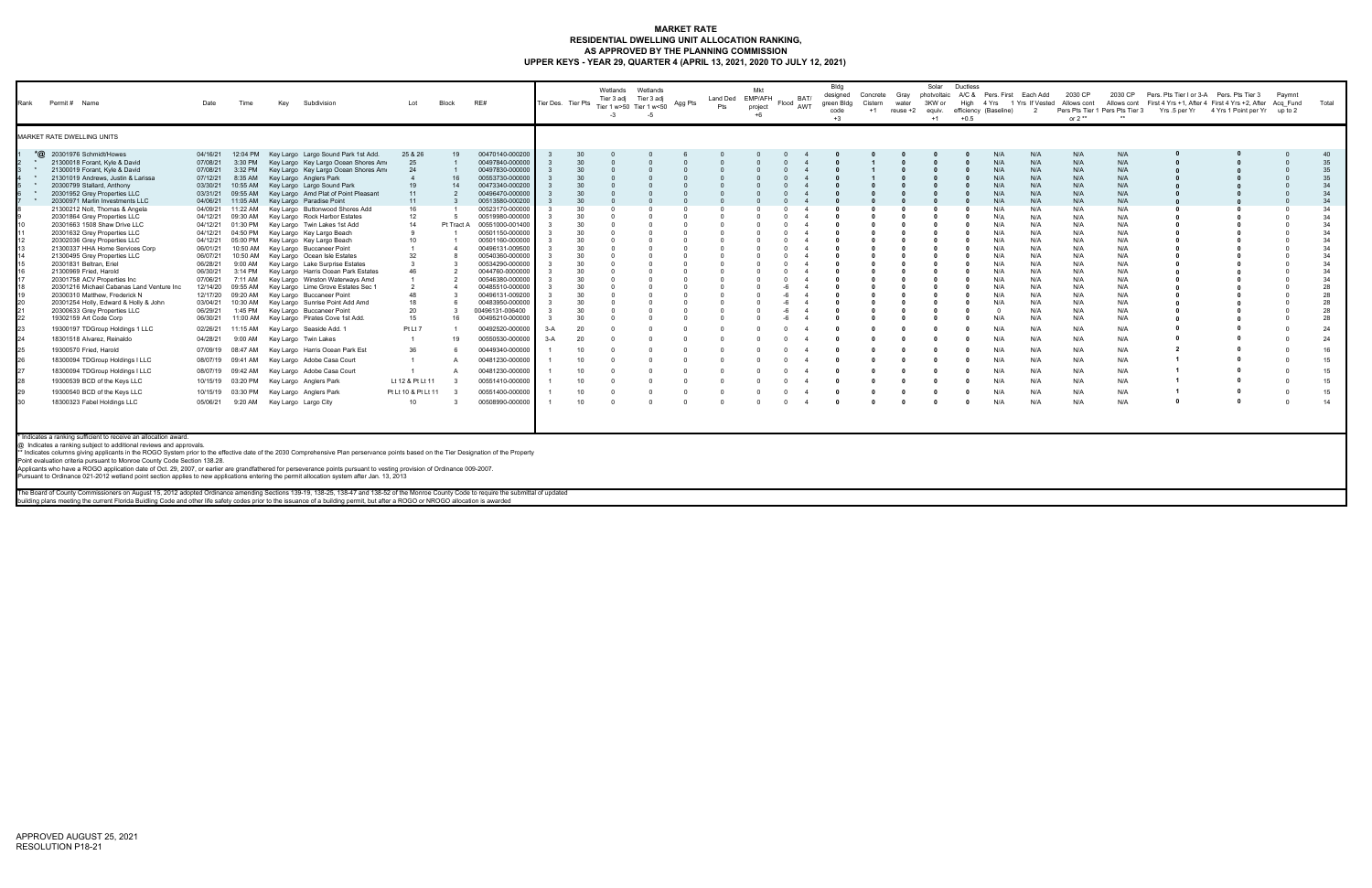# MARKET RATE
## RESIDENTIAL DWELLING UNIT ALLOCATION RANKING,
## AS APPROVED BY THE PLANNING COMMISSION
## UPPER KEYS - YEAR 29, QUARTER 4 (APRIL 13, 2021, 2020 TO JULY 12, 2021)

| Rank | | Permit # | Name | Date | Time | Key | Subdivision | Lot | Block | RE# | Tier Des. | Tier Pts | Wetlands Tier 3 adj Tier 1 w>50 -3 | Wetlands Tier 3 adj Tier 1 w<50 -5 | Agg Pts | Land Ded Pts | Mkt EMP/AFH project +6 | Flood | BAT/ AWT | Bldg designed green Bldg code +3 | Concrete Cistern +1 | Gray water reuse +2 | Solar photvoltaic 3KW or equiv. +1 | Ductless A/C & High efficiency +0.5 | Pers. First 4 Yrs (Baseline) | Each Add 1 Yrs If Vested 2 | 2030 CP Allows cont Pers Pts Tier 1 or 2 ** | 2030 CP Allows cont Pers Pts Tier 3 ** | Pers. Pts Tier I or 3-A First 4 Yrs +1, After 4 Yrs .5 per Yr | Pers. Pts Tier 3 First 4 Yrs +2, After 4 Yrs 1 Point per Yr | Paymnt Acq_Fund up to 2 | Total |
|---|---|---|---|---|---|---|---|---|---|---|---|---|---|---|---|---|---|---|---|---|---|---|---|---|---|---|---|---|---|---|---|---|
| MARKET RATE DWELLING UNITS | | | | | | | | | | | | | | | | | | | | | | | | | | | | | | | | |
| 1 | *@ | 20301976 | Schmidt/Howes | 04/16/21 | 12:04 PM | Key Largo | Largo Sound Park 1st Add. | 25 & 26 | 19 | 00470140-000200 | 3 | 30 | 0 | 0 | 6 | 0 | 0 | 0 | 4 | 0 | 0 | 0 | 0 | 0 | N/A | N/A | N/A | N/A | 0 | 0 | 0 | 40 |
| 2 | * | 21300018 | Forant, Kyle & David | 07/08/21 | 3:30 PM | Key Largo | Key Largo Ocean Shores Am | 25 | 1 | 00497840-000000 | 3 | 30 | 0 | 0 | 0 | 0 | 0 | 0 | 4 | 0 | 1 | 0 | 0 | 0 | N/A | N/A | N/A | N/A | 0 | 0 | 0 | 35 |
| 3 | * | 21300019 | Forant, Kyle & David | 07/08/21 | 3:32 PM | Key Largo | Key Largo Ocean Shores Am | 24 | 1 | 00497830-000000 | 3 | 30 | 0 | 0 | 0 | 0 | 0 | 0 | 4 | 0 | 1 | 0 | 0 | 0 | N/A | N/A | N/A | N/A | 0 | 0 | 0 | 35 |
| 4 | * | 21301019 | Andrews, Justin & Larissa | 07/12/21 | 8:35 AM | Key Largo | Anglers Park | 4 | 16 | 00553730-000000 | 3 | 30 | 0 | 0 | 0 | 0 | 0 | 0 | 4 | 0 | 1 | 0 | 0 | 0 | N/A | N/A | N/A | N/A | 0 | 0 | 0 | 35 |
| 5 | * | 20300799 | Stallard, Anthony | 03/30/21 | 10:55 AM | Key Largo | Largo Sound Park | 19 | 14 | 00473340-000200 | 3 | 30 | 0 | 0 | 0 | 0 | 0 | 0 | 4 | 0 | 0 | 0 | 0 | 0 | N/A | N/A | N/A | N/A | 0 | 0 | 0 | 34 |
| 6 | * | 20301952 | Grey Properties LLC | 03/31/21 | 09:55 AM | Key Largo | Amd Plat of Point Pleasant | 11 | 2 | 00496470-000000 | 3 | 30 | 0 | 0 | 0 | 0 | 0 | 0 | 4 | 0 | 0 | 0 | 0 | 0 | N/A | N/A | N/A | N/A | 0 | 0 | 0 | 34 |
| 7 | * | 20300971 | Marlin Investments LLC | 04/06/21 | 11:05 AM | Key Largo | Paradise Point | 11 | 3 | 00513580-000200 | 3 | 30 | 0 | 0 | 0 | 0 | 0 | 0 | 4 | 0 | 0 | 0 | 0 | 0 | N/A | N/A | N/A | N/A | 0 | 0 | 0 | 34 |
| 8 | | 21300212 | Nolt, Thomas & Angela | 04/09/21 | 11:22 AM | Key Largo | Buttonwood Shores Add | 16 | 1 | 00523170-000000 | 3 | 30 | 0 | 0 | 0 | 0 | 0 | 0 | 4 | 0 | 0 | 0 | 0 | 0 | N/A | N/A | N/A | N/A | 0 | 0 | 0 | 34 |
| 9 | | 20301864 | Grey Properties LLC | 04/12/21 | 09:30 AM | Key Largo | Rock Harbor Estates | 12 | 5 | 00519980-000000 | 3 | 30 | 0 | 0 | 0 | 0 | 0 | 0 | 4 | 0 | 0 | 0 | 0 | 0 | N/A | N/A | N/A | N/A | 0 | 0 | 0 | 34 |
| 10 | | 20301663 | 1508 Shaw Drive LLC | 04/12/21 | 01:30 PM | Key Largo | Twin Lakes 1st Add | 14 | Pt Tract A | 00551000-001400 | 3 | 30 | 0 | 0 | 0 | 0 | 0 | 0 | 4 | 0 | 0 | 0 | 0 | 0 | N/A | N/A | N/A | N/A | 0 | 0 | 0 | 34 |
| 11 | | 20301632 | Grey Properties LLC | 04/12/21 | 04:50 PM | Key Largo | Key Largo Beach | 9 | 1 | 00501150-000000 | 3 | 30 | 0 | 0 | 0 | 0 | 0 | 0 | 4 | 0 | 0 | 0 | 0 | 0 | N/A | N/A | N/A | N/A | 0 | 0 | 0 | 34 |
| 12 | | 20302036 | Grey Properties LLC | 04/12/21 | 05:00 PM | Key Largo | Key Largo Beach | 10 | 1 | 00501160-000000 | 3 | 30 | 0 | 0 | 0 | 0 | 0 | 0 | 4 | 0 | 0 | 0 | 0 | 0 | N/A | N/A | N/A | N/A | 0 | 0 | 0 | 34 |
| 13 | | 21300337 | HHA Home Services Corp | 06/01/21 | 10:50 AM | Key Largo | Buccaneer Point | 1 | 4 | 00496131-009500 | 3 | 30 | 0 | 0 | 0 | 0 | 0 | 0 | 4 | 0 | 0 | 0 | 0 | 0 | N/A | N/A | N/A | N/A | 0 | 0 | 0 | 34 |
| 14 | | 21300495 | Grey Properties LLC | 06/07/21 | 10:50 AM | Key Largo | Ocean Isle Estates | 32 | 8 | 00540360-000000 | 3 | 30 | 0 | 0 | 0 | 0 | 0 | 0 | 4 | 0 | 0 | 0 | 0 | 0 | N/A | N/A | N/A | N/A | 0 | 0 | 0 | 34 |
| 15 | | 20301831 | Beltran, Eriel | 06/28/21 | 9:00 AM | Key Largo | Lake Surprise Estates | 3 | 3 | 00534290-000000 | 3 | 30 | 0 | 0 | 0 | 0 | 0 | 0 | 4 | 0 | 0 | 0 | 0 | 0 | N/A | N/A | N/A | N/A | 0 | 0 | 0 | 34 |
| 16 | | 21300969 | Fried, Harold | 06/30/21 | 3:14 PM | Key Largo | Harris Ocean Park Estates | 46 | 2 | 0044760-0000000 | 3 | 30 | 0 | 0 | 0 | 0 | 0 | 0 | 4 | 0 | 0 | 0 | 0 | 0 | N/A | N/A | N/A | N/A | 0 | 0 | 0 | 34 |
| 17 | | 20301758 | ACV Properties Inc | 07/06/21 | 7:11 AM | Key Largo | Winston Waterways Amd | 1 | 2 | 00546380-000000 | 3 | 30 | 0 | 0 | 0 | 0 | 0 | 0 | 4 | 0 | 0 | 0 | 0 | 0 | N/A | N/A | N/A | N/A | 0 | 0 | 0 | 34 |
| 18 | | 20301216 | Michael Cabanas Land Venture Inc | 12/14/20 | 09:55 AM | Key Largo | Lime Grove Estates Sec 1 | 2 | 4 | 00485510-000000 | 3 | 30 | 0 | 0 | 0 | 0 | 0 | -6 | 4 | 0 | 0 | 0 | 0 | 0 | N/A | N/A | N/A | N/A | 0 | 0 | 0 | 28 |
| 19 | | 20300310 | Matthew, Frederick N | 12/17/20 | 09:20 AM | Key Largo | Buccaneer Point | 48 | 3 | 00496131-009200 | 3 | 30 | 0 | 0 | 0 | 0 | 0 | -6 | 4 | 0 | 0 | 0 | 0 | 0 | N/A | N/A | N/A | N/A | 0 | 0 | 0 | 28 |
| 20 | | 20301254 | Holly, Edward & Holly & John | 03/04/21 | 10:30 AM | Key Largo | Sunrise Point Add Amd | 18 | 6 | 00483950-000000 | 3 | 30 | 0 | 0 | 0 | 0 | 0 | -6 | 4 | 0 | 0 | 0 | 0 | 0 | N/A | N/A | N/A | N/A | 0 | 0 | 0 | 28 |
| 21 | | 20300633 | Grey Properties LLC | 06/29/21 | 1:45 PM | Key Largo | Buccaneer Point | 20 | 3 | 00496131-006400 | 3 | 30 | 0 | 0 | 0 | 0 | 0 | -6 | 4 | 0 | 0 | 0 | 0 | 0 | 0 | N/A | N/A | N/A | 0 | 0 | 0 | 28 |
| 22 | | 19302159 | Art Code Corp | 06/30/21 | 11:00 AM | Key Largo | Pirates Cove 1st Add. | 15 | 16 | 00495210-000000 | 3 | 30 | 0 | 0 | 0 | 0 | 0 | -6 | 4 | 0 | 0 | 0 | 0 | 0 | N/A | N/A | N/A | N/A | 0 | 0 | 0 | 28 |
| 23 | | 19300197 | TDGroup Holdings 1 LLC | 02/26/21 | 11:15 AM | Key Largo | Seaside Add. 1 | Pt Lt 7 | 1 | 00492520-000000 | 3-A | 20 | 0 | 0 | 0 | 0 | 0 | 0 | 4 | 0 | 0 | 0 | 0 | 0 | N/A | N/A | N/A | N/A | 0 | 0 | 0 | 24 |
| 24 | | 18301518 | Alvarez, Reinaldo | 04/28/21 | 9:00 AM | Key Largo | Twin Lakes | 1 | 19 | 00550530-000000 | 3-A | 20 | 0 | 0 | 0 | 0 | 0 | 0 | 4 | 0 | 0 | 0 | 0 | 0 | N/A | N/A | N/A | N/A | 0 | 0 | 0 | 24 |
| 25 | | 19300570 | Fried, Harold | 07/09/19 | 08:47 AM | Key Largo | Harris Ocean Park Est | 36 | 6 | 00449340-000000 | 1 | 10 | 0 | 0 | 0 | 0 | 0 | 0 | 4 | 0 | 0 | 0 | 0 | 0 | N/A | N/A | N/A | N/A | 2 | 0 | 0 | 16 |
| 26 | | 18300094 | TDGroup Holdings I LLC | 08/07/19 | 09:41 AM | Key Largo | Adobe Casa Court | 1 | A | 00481230-000000 | 1 | 10 | 0 | 0 | 0 | 0 | 0 | 0 | 4 | 0 | 0 | 0 | 0 | 0 | N/A | N/A | N/A | N/A | 1 | 0 | 0 | 15 |
| 27 | | 18300094 | TDGroup Holdings I LLC | 08/07/19 | 09:42 AM | Key Largo | Adobe Casa Court | 1 | A | 00481230-000000 | 1 | 10 | 0 | 0 | 0 | 0 | 0 | 0 | 4 | 0 | 0 | 0 | 0 | 0 | N/A | N/A | N/A | N/A | 1 | 0 | 0 | 15 |
| 28 | | 19300539 | BCD of the Keys LLC | 10/15/19 | 03:20 PM | Key Largo | Anglers Park | Lt 12 & Pt Lt 11 | 3 | 00551410-000000 | 1 | 10 | 0 | 0 | 0 | 0 | 0 | 0 | 4 | 0 | 0 | 0 | 0 | 0 | N/A | N/A | N/A | N/A | 1 | 0 | 0 | 15 |
| 29 | | 19300540 | BCD of the Keys LLC | 10/15/19 | 03:30 PM | Key Largo | Anglers Park | Pt Lt 10 & Pt Lt 11 | 3 | 00551400-000000 | 1 | 10 | 0 | 0 | 0 | 0 | 0 | 0 | 4 | 0 | 0 | 0 | 0 | 0 | N/A | N/A | N/A | N/A | 1 | 0 | 0 | 15 |
| 30 | | 18300323 | Fabel Holdings LLC | 05/06/21 | 9:20 AM | Key Largo | Largo City | 10 | 3 | 00508990-000000 | 1 | 10 | 0 | 0 | 0 | 0 | 0 | 0 | 4 | 0 | 0 | 0 | 0 | 0 | N/A | N/A | N/A | N/A | 0 | 0 | 0 | 14 |

\* Indicates a ranking sufficient to receive an allocation award.
@ Indicates a ranking subject to additional reviews and approvals.
** Indicates columns giving applicants in the ROGO System prior to the effective date of the 2030 Comprehensive Plan perservance points based on the Tier Designation of the Property
Point evaluation criteria pursuant to Monroe County Code Section 138.28.
Applicants who have a ROGO application date of Oct. 29, 2007, or earlier are grandfathered for perseverance points pursuant to vesting provision of Ordinance 009-2007.
Pursuant to Ordinance 021-2012 wetland point section applies to new applications entering the permit allocation system after Jan. 13, 2013

The Board of County Commissioners on August 15, 2012 adopted Ordinance amending Sections 139-19, 138-25, 138-47 and 138-52 of the Monroe County Code to require the submittal of updated building plans meeting the current Florida Building Code and other life safety codes prior to the issuance of a building permit, but after a ROGO or NROGO allocation is awarded

APPROVED AUGUST 25, 2021
RESOLUTION P18-21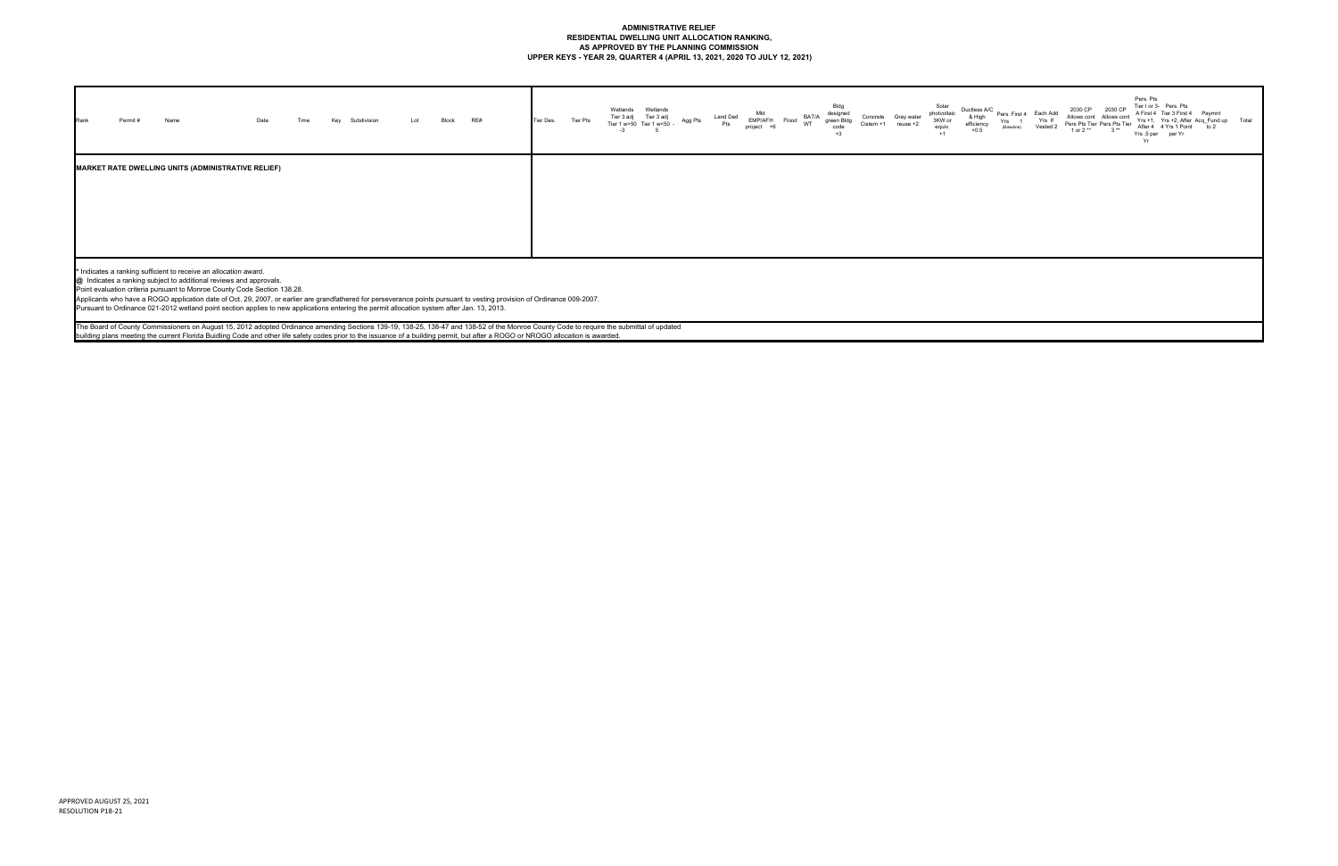**ADMINISTRATIVE RELIEF**
**RESIDENTIAL DWELLING UNIT ALLOCATION RANKING,**
**AS APPROVED BY THE PLANNING COMMISSION**
**UPPER KEYS - YEAR 29, QUARTER 4 (APRIL 13, 2021, 2020 TO JULY 12, 2021)**

| Rank | Permit # | Name | Date | Time | Key | Subdivision | Lot | Block | RE# | Tier Des. | Tier Pts | Wetlands Tier 3 adj Tier 1 w>50 -3 | Wetlands Tier 3 adj Tier 1 w<50 -5 | Agg Pts | Land Ded Pts | Mkt EMP/AFH project +6 | Flood | BAT/A WT | Bldg designed green Bldg code +3 | Concrete Cistern +1 | Gray water reuse +2 | Solar photovoltaic 3KW or equiv. +1 | Ductless A/C & High efficiency +0.5 | Pers. First 4 Yrs 1 (Baseline) | Each Add Yrs If Vested 2 | 2030 CP Allows cont Pers Pts Tier 1 or 2 ** | 2030 CP Allows cont Pers Pts Tier 3 ** | Pers. Pts Tier I or 3- A First 4 Yrs +1, After 4 Yrs .5 per Yr | Pers. Pts Tier 3 First 4 Yrs +2, After 4 Yrs 1 Point per Yr | Paymnt Acq Fund up to 2 | Total |
|---|---|---|---|---|---|---|---|---|---|---|---|---|---|---|---|---|---|---|---|---|---|---|---|---|---|---|---|---|---|---|---|
| **MARKET RATE DWELLING UNITS (ADMINISTRATIVE RELIEF)** | | | | | | | | | | | | | | | | | | | | | | | | | | | | | | | |

\* Indicates a ranking sufficient to receive an allocation award.
@ Indicates a ranking subject to additional reviews and approvals.
Point evaluation criteria pursuant to Monroe County Code Section 138.28.
Applicants who have a ROGO application date of Oct. 29, 2007, or earlier are grandfathered for perseverance points pursuant to vesting provision of Ordinance 009-2007.
Pursuant to Ordinance 021-2012 wetland point section applies to new applications entering the permit allocation system after Jan. 13, 2013.

The Board of County Commissioners on August 15, 2012 adopted Ordinance amending Sections 139-19, 138-25, 138-47 and 138-52 of the Monroe County Code to require the submittal of updated building plans meeting the current Florida Buidling Code and other life safety codes prior to the issuance of a building permit, but after a ROGO or NROGO allocation is awarded.

APPROVED AUGUST 25, 2021
RESOLUTION P18-21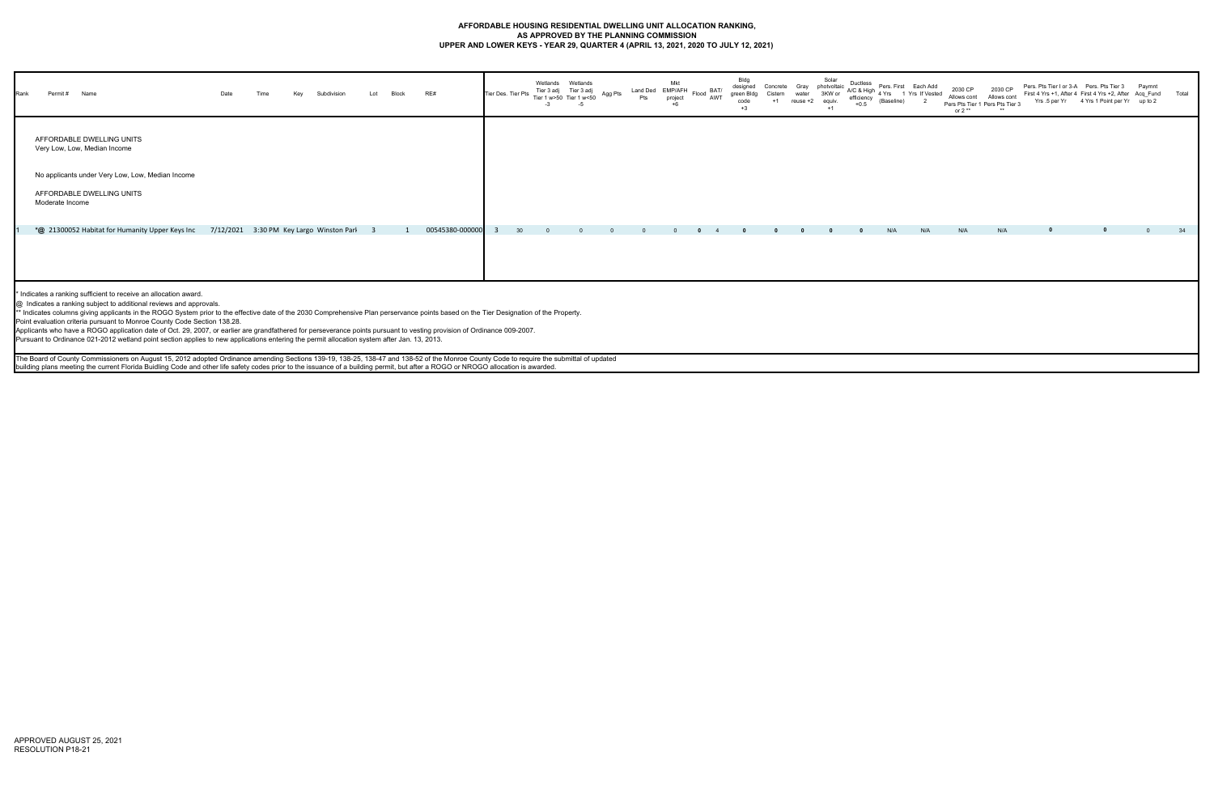# AFFORDABLE HOUSING RESIDENTIAL DWELLING UNIT ALLOCATION RANKING, AS APPROVED BY THE PLANNING COMMISSION

## UPPER AND LOWER KEYS - YEAR 29, QUARTER 4 (APRIL 13, 2021, 2020 TO JULY 12, 2021)

| Rank | Permit # | Name | Date | Time | Key | Subdivision | Lot | Block | RE# | Tier Des. | Tier Pts | Wetlands Tier 3 adj Tier 1 w>50 -3 | Wetlands Tier 3 adj Tier 1 w<50 -5 | Agg Pts | Land Ded Pts | Mkt EMP/AFH project +6 | Flood | BAT/ AWT | Bldg designed green Bldg code +3 | Concrete Cistern +1 | Gray water reuse +2 | Solar photvoltaic 3KW or equiv. +1 | Ductless A/C & High efficiency +0.5 | Pers. First 4 Yrs (Baseline) | Each Add 1 Yrs If Vested 2 | 2030 CP Allows cont Pers Pts Tier 1 or 2 ** | 2030 CP Allows cont Pers Pts Tier 3 ** | Pers. Pts Tier I or 3-A First 4 Yrs +1, After 4 Yrs .5 per Yr | Pers. Pts Tier 3 First 4 Yrs +2, After 4 Yrs 1 Point per Yr | Paymnt Acq_Fund up to 2 | Total |
|---|---|---|---|---|---|---|---|---|---|---|---|---|---|---|---|---|---|---|---|---|---|---|---|---|---|---|---|---|---|---|---|
| | | AFFORDABLE DWELLING UNITS Very Low, Low, Median Income | | | | | | | | | | | | | | | | | | | | | | | | | | | | | |
| | | No applicants under Very Low, Low, Median Income | | | | | | | | | | | | | | | | | | | | | | | | | | | | | |
| | | AFFORDABLE DWELLING UNITS Moderate Income | | | | | | | | | | | | | | | | | | | | | | | | | | | | | |
| 1 | *@ 21300052 | Habitat for Humanity Upper Keys Inc | 7/12/2021 | 3:30 PM | Key Largo | Winston Park | 3 | 1 | 00545380-000000 | 3 | 30 | 0 | 0 | 0 | 0 | 0 | 0 | 4 | 0 | 0 | 0 | 0 | 0 | N/A | N/A | N/A | N/A | 0 | 0 | 0 | 34 |

\* Indicates a ranking sufficient to receive an allocation award.
@ Indicates a ranking subject to additional reviews and approvals.
** Indicates columns giving applicants in the ROGO System prior to the effective date of the 2030 Comprehensive Plan perservance points based on the Tier Designation of the Property.
Point evaluation criteria pursuant to Monroe County Code Section 138.28.
Applicants who have a ROGO application date of Oct. 29, 2007, or earlier are grandfathered for perseverance points pursuant to vesting provision of Ordinance 009-2007.
Pursuant to Ordinance 021-2012 wetland point section applies to new applications entering the permit allocation system after Jan. 13, 2013.

The Board of County Commissioners on August 15, 2012 adopted Ordinance amending Sections 139-19, 138-25, 138-47 and 138-52 of the Monroe County Code to require the submittal of updated building plans meeting the current Florida Buidling Code and other life safety codes prior to the issuance of a building permit, but after a ROGO or NROGO allocation is awarded.

APPROVED AUGUST 25, 2021
RESOLUTION P18-21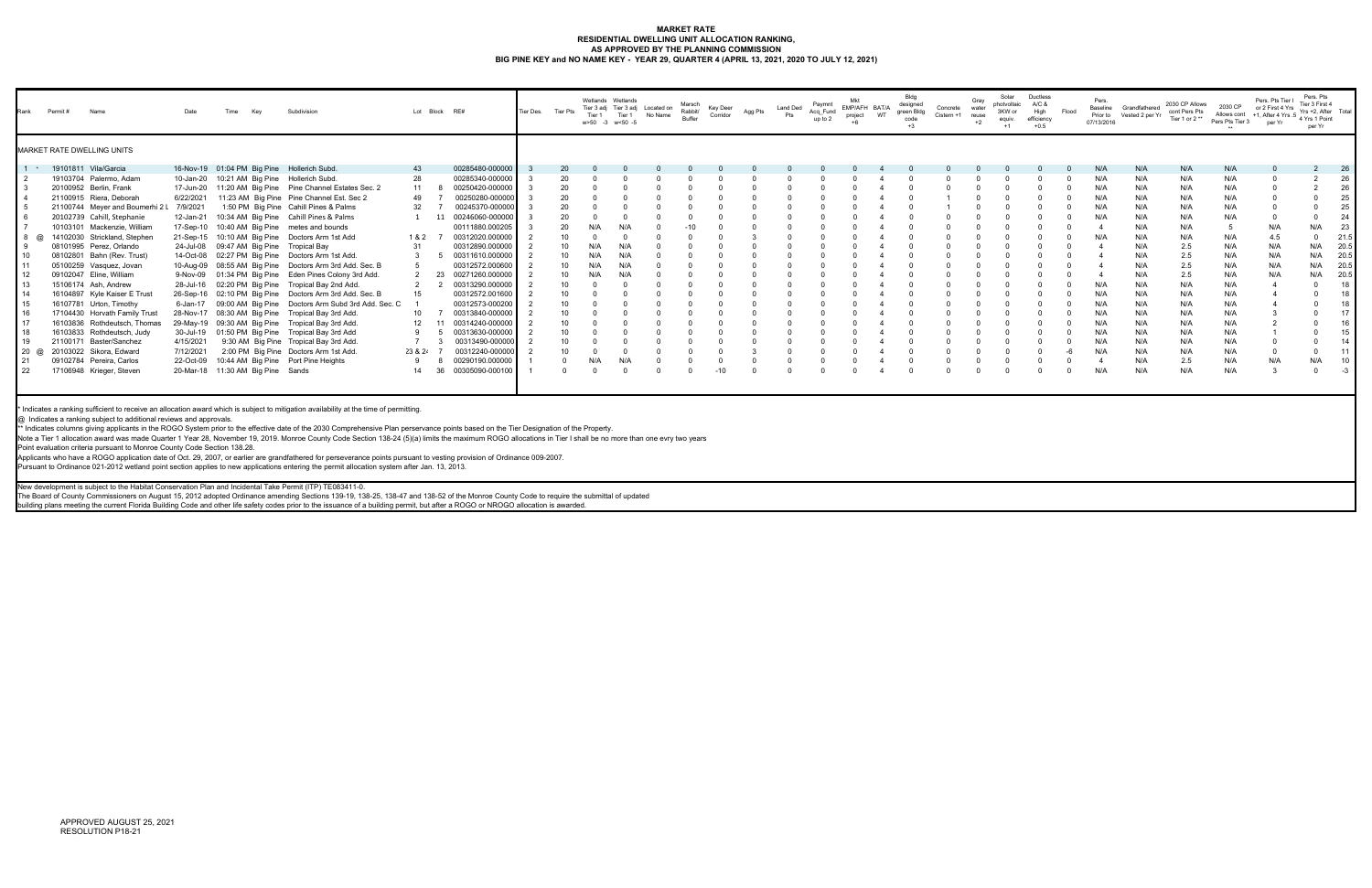# MARKET RATE
# RESIDENTIAL DWELLING UNIT ALLOCATION RANKING,
# AS APPROVED BY THE PLANNING COMMISSION
# BIG PINE KEY and NO NAME KEY - YEAR 29, QUARTER 4 (APRIL 13, 2021, 2020 TO JULY 12, 2021)

| Rank | Permit # | Name | Date | Time | Key | Subdivision | Lot | Block | RE# | Tier Des. | Tier Pts | Wetlands Tier 3 adj Tier 1 w>50 -3 | Wetlands Tier 3 adj Tier 1 w<50 -5 | Located on No Name | Marsh Rabbit Buffer | Key Deer Corridor | Agg Pts | Land Ded Pts | Paymnt Acq_Fund up to 2 | Mkt EMP/AFH project +6 | BAT/A WT | Bldg designed green Bldg code +3 | Concrete Cistern +1 | Gray water reuse +2 | Solar photvoltaic 3KW or equiv. +1 | Ductless A/C & High efficiency +0.5 | Flood | Pers. Baseline Prior to 07/13/2016 | Grandfathered Vested 2 per Yr | 2030 CP Allows cont Pers Pts Tier 1 or 2 ** | 2030 CP Allows cont Pers Pts Tier 3 ** | Pers. Pts Tier I or 2 First 4 Yrs +1, After 4 Yrs .5 per Yr | Pers. Pts Tier 3 First 4 Yrs +2, After 4 Yrs 1 Point per Yr | Total |
|---|---|---|---|---|---|---|---|---|---|---|---|---|---|---|---|---|---|---|---|---|---|---|---|---|---|---|---|---|---|---|---|---|---|---|
| MARKET RATE DWELLING UNITS | | | | | | | | | | | | | | | | | | | | | | | | | | | | | | | | | | |
| 1 * | 19101811 | Vila/Garcia | 16-Nov-19 | 01:04 PM | Big Pine | Hollerich Subd. | 43 | | 00285480-000000 | 3 | 20 | 0 | 0 | 0 | 0 | 0 | 0 | 0 | 0 | 0 | 4 | 0 | 0 | 0 | 0 | 0 | 0 | N/A | N/A | N/A | N/A | 0 | 2 | 26 |
| 2 | 19103704 | Palermo, Adam | 10-Jan-20 | 10:21 AM | Big Pine | Hollerich Subd. | 28 | | 00285340-000000 | 3 | 20 | 0 | 0 | 0 | 0 | 0 | 0 | 0 | 0 | 0 | 4 | 0 | 0 | 0 | 0 | 0 | 0 | N/A | N/A | N/A | N/A | 0 | 2 | 26 |
| 3 | 20100952 | Berlin, Frank | 17-Jun-20 | 11:20 AM | Big Pine | Pine Channel Estates Sec. 2 | 11 | 8 | 00250420-000000 | 3 | 20 | 0 | 0 | 0 | 0 | 0 | 0 | 0 | 0 | 0 | 4 | 0 | 0 | 0 | 0 | 0 | 0 | N/A | N/A | N/A | N/A | 0 | 2 | 26 |
| 4 | 21100915 | Riera, Deborah | 6/22/2021 | 11:23 AM | Big Pine | Pine Channel Est. Sec 2 | 49 | 7 | 00250280-000000 | 3 | 20 | 0 | 0 | 0 | 0 | 0 | 0 | 0 | 0 | 0 | 4 | 0 | 1 | 0 | 0 | 0 | 0 | N/A | N/A | N/A | N/A | 0 | 0 | 25 |
| 5 | 21100744 | Meyer and Boumerhi 2 L | 7/9/2021 | 1:50 PM | Big Pine | Cahill Pines & Palms | 32 | 7 | 00245370-000000 | 3 | 20 | 0 | 0 | 0 | 0 | 0 | 0 | 0 | 0 | 0 | 4 | 0 | 1 | 0 | 0 | 0 | 0 | N/A | N/A | N/A | N/A | 0 | 0 | 25 |
| 6 | 20102739 | Cahill, Stephanie | 12-Jan-21 | 10:34 AM | Big Pine | Cahill Pines & Palms | 1 | 11 | 00246060-000000 | 3 | 20 | 0 | 0 | 0 | 0 | 0 | 0 | 0 | 0 | 0 | 4 | 0 | 0 | 0 | 0 | 0 | 0 | N/A | N/A | N/A | N/A | 0 | 0 | 24 |
| 7 | 10103101 | Mackenzie, William | 17-Sep-10 | 10:40 AM | Big Pine | metes and bounds | | | 00111880.000205 | 3 | 20 | N/A | N/A | 0 | -10 | 0 | 0 | 0 | 0 | 0 | 4 | 0 | 0 | 0 | 0 | 0 | 0 | 4 | N/A | N/A | 5 | N/A | N/A | 23 |
| 8 @ | 14102030 | Strickland, Stephen | 21-Sep-15 | 10:10 AM | Big Pine | Doctors Arm 1st Add | 1 & 2 | 7 | 00312020.000000 | 2 | 10 | 0 | 0 | 0 | 0 | 0 | 3 | 0 | 0 | 0 | 4 | 0 | 0 | 0 | 0 | 0 | 0 | N/A | N/A | N/A | N/A | 4.5 | 0 | 21.5 |
| 9 | 08101995 | Perez, Orlando | 24-Jul-08 | 09:47 AM | Big Pine | Tropical Bay | 31 | | 00312890.000000 | 2 | 10 | N/A | N/A | 0 | 0 | 0 | 0 | 0 | 0 | 0 | 4 | 0 | 0 | 0 | 0 | 0 | 0 | 4 | N/A | 2.5 | N/A | N/A | N/A | 20.5 |
| 10 | 08102801 | Bahn (Rev. Trust) | 14-Oct-08 | 02:27 PM | Big Pine | Doctors Arm 1st Add. | 3 | 5 | 00311610.000000 | 2 | 10 | N/A | N/A | 0 | 0 | 0 | 0 | 0 | 0 | 0 | 4 | 0 | 0 | 0 | 0 | 0 | 0 | 4 | N/A | 2.5 | N/A | N/A | N/A | 20.5 |
| 11 | 05100259 | Vasquez, Jovan | 10-Aug-09 | 08:55 AM | Big Pine | Doctors Arm 3rd Add. Sec. B | 5 | | 00312572.000600 | 2 | 10 | N/A | N/A | 0 | 0 | 0 | 0 | 0 | 0 | 0 | 4 | 0 | 0 | 0 | 0 | 0 | 0 | 4 | N/A | 2.5 | N/A | N/A | N/A | 20.5 |
| 12 | 09102047 | Eline, William | 9-Nov-09 | 01:34 PM | Big Pine | Eden Pines Colony 3rd Add. | 2 | 23 | 00271260.000000 | 2 | 10 | N/A | N/A | 0 | 0 | 0 | 0 | 0 | 0 | 0 | 4 | 0 | 0 | 0 | 0 | 0 | 0 | 4 | N/A | 2.5 | N/A | N/A | N/A | 20.5 |
| 13 | 15106174 | Ash, Andrew | 28-Jul-16 | 02:20 PM | Big Pine | Tropical Bay 2nd Add. | 2 | 2 | 00313290.000000 | 2 | 10 | 0 | 0 | 0 | 0 | 0 | 0 | 0 | 0 | 0 | 4 | 0 | 0 | 0 | 0 | 0 | 0 | N/A | N/A | N/A | N/A | 4 | 0 | 18 |
| 14 | 16104897 | Kyle Kaiser E Trust | 26-Sep-16 | 02:10 PM | Big Pine | Doctors Arm 3rd Add. Sec. B | 15 | | 00312572.001600 | 2 | 10 | 0 | 0 | 0 | 0 | 0 | 0 | 0 | 0 | 0 | 4 | 0 | 0 | 0 | 0 | 0 | 0 | N/A | N/A | N/A | N/A | 4 | 0 | 18 |
| 15 | 16107781 | Urton, Timothy | 6-Jan-17 | 09:00 AM | Big Pine | Doctors Arm Subd 3rd Add. Sec. C | 1 | | 00312573-000200 | 2 | 10 | 0 | 0 | 0 | 0 | 0 | 0 | 0 | 0 | 0 | 4 | 0 | 0 | 0 | 0 | 0 | 0 | N/A | N/A | N/A | N/A | 4 | 0 | 18 |
| 16 | 17104430 | Horvath Family Trust | 28-Nov-17 | 08:30 AM | Big Pine | Tropical Bay 3rd Add. | 10 | 7 | 00313840-000000 | 2 | 10 | 0 | 0 | 0 | 0 | 0 | 0 | 0 | 0 | 0 | 4 | 0 | 0 | 0 | 0 | 0 | 0 | N/A | N/A | N/A | N/A | 3 | 0 | 17 |
| 17 | 16103636 | Rothdeutsch, Thomas | 29-May-19 | 09:30 AM | Big Pine | Tropical Bay 3rd Add. | 12 | 11 | 00314240-000000 | 2 | 10 | 0 | 0 | 0 | 0 | 0 | 0 | 0 | 0 | 0 | 4 | 0 | 0 | 0 | 0 | 0 | 0 | N/A | N/A | N/A | N/A | 2 | 0 | 16 |
| 18 | 16103833 | Rothdeutsch, Judy | 30-Jul-19 | 01:50 PM | Big Pine | Tropical Bay 3rd Add | 9 | 5 | 00313630-000000 | 2 | 10 | 0 | 0 | 0 | 0 | 0 | 0 | 0 | 0 | 0 | 4 | 0 | 0 | 0 | 0 | 0 | 0 | N/A | N/A | N/A | N/A | 1 | 0 | 15 |
| 19 | 21100171 | Baster/Sanchez | 4/15/2021 | 9:30 AM | Big Pine | Tropical Bay 3rd Add. | 7 | 3 | 00313490-000000 | 2 | 10 | 0 | 0 | 0 | 0 | 0 | 0 | 0 | 0 | 0 | 4 | 0 | 0 | 0 | 0 | 0 | 0 | N/A | N/A | N/A | N/A | 0 | 0 | 14 |
| 20 @ | 20103022 | Sikora, Edward | 7/12/2021 | 2:00 PM | Big Pine | Doctors Arm 1st Add. | 23 & 24 | 7 | 00312240-000000 | 2 | 10 | 0 | 0 | 0 | 0 | 0 | 3 | 0 | 0 | 0 | 4 | 0 | 0 | 0 | 0 | 0 | -6 | N/A | N/A | N/A | N/A | 0 | 0 | 11 |
| 21 | 09102784 | Pereira, Carlos | 22-Oct-09 | 10:44 AM | Big Pine | Port Pine Heights | 9 | 8 | 00290190.000000 | 1 | 0 | N/A | N/A | 0 | 0 | 0 | 0 | 0 | 0 | 0 | 4 | 0 | 0 | 0 | 0 | 0 | 0 | 4 | N/A | 2.5 | N/A | N/A | N/A | 10 |
| 22 | 17106948 | Krieger, Steven | 20-Mar-18 | 11:30 AM | Big Pine | Sands | 14 | 36 | 00305090-000100 | 1 | 0 | 0 | 0 | 0 | 0 | -10 | 0 | 0 | 0 | 0 | 4 | 0 | 0 | 0 | 0 | 0 | 0 | N/A | N/A | N/A | N/A | 3 | 0 | -3 |

* Indicates a ranking sufficient to receive an allocation award which is subject to mitigation availability at the time of permitting.
@ Indicates a ranking subject to additional reviews and approvals.
** Indicates columns giving applicants in the ROGO System prior to the effective date of the 2030 Comprehensive Plan perservance points based on the Tier Designation of the Property.
Note a Tier 1 allocation award was made Quarter 1 Year 28, November 19, 2019. Monroe County Code Section 138-24 (5)(a) limits the maximum ROGO allocations in Tier I shall be no more than one evry two years
Point evaluation criteria pursuant to Monroe County Code Section 138.28.
Applicants who have a ROGO application date of Oct. 29, 2007, or earlier are grandfathered for perseverance points pursuant to vesting provision of Ordinance 009-2007.
Pursuant to Ordinance 021-2012 wetland point section applies to new applications entering the permit allocation system after Jan. 13, 2013.

New development is subject to the Habitat Conservation Plan and Incidental Take Permit (ITP) TE083411-0.
The Board of County Commissioners on August 15, 2012 adopted Ordinance amending Sections 139-19, 138-25, 138-47 and 138-52 of the Monroe County Code to require the submittal of updated building plans meeting the current Florida Building Code and other life safety codes prior to the issuance of a building permit, but after a ROGO or NROGO allocation is awarded.

APPROVED AUGUST 25, 2021
RESOLUTION P18-21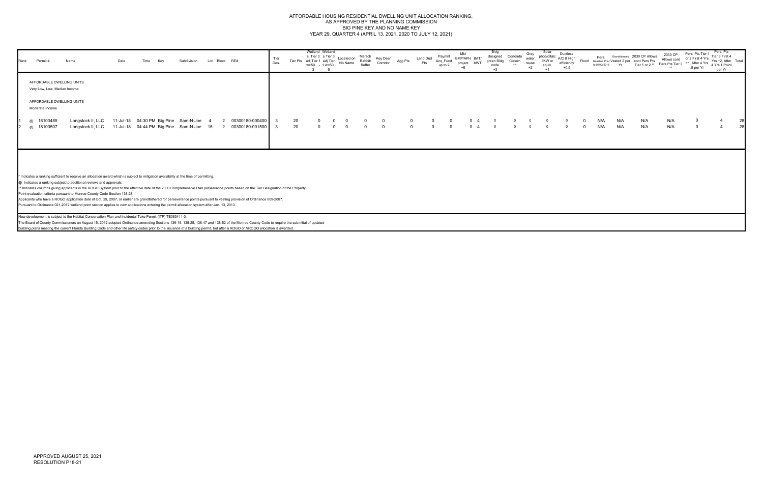# AFFORDABLE HOUSING RESIDENTIAL DWELLING UNIT ALLOCATION RANKING,
## AS APPROVED BY THE PLANNING COMMISSION
## BIG PINE KEY AND NO NAME KEY
## YEAR 29, QUARTER 4 (APRIL 13, 2021, 2020 TO JULY 12, 2021)

| Rank | | Permit # | Name | Date | Time | Key | Subdivision | Lot | Block | RE# | Tier Des. | Tier Pts | Wetland s Tier 3 adj Tier 1 w>50 3 | Wetland s Tier 3 adj Tier 1 w<50 .5 | Located on No Name | Marsch Rabbit/ Buffer | Key Deer Corridor | Agg Pts | Land Ded Pts | Paymnt Acq_Fund up to 2 | Mkt EMP/AFH project +6 | BAT/ AWT | Bldg designed green Bldg code +3 | Concrete Cistern +1 | Gray water reuse +2 | Solar photvoltaic 3KW or equiv. +1 | Ductless A/C & High efficiency +0.5 | Flood | Pers. Baseline Prior to 07/13/2016 | Grandfathered Vested 2 per Yr | 2030 CP Allows cont Pers Pts Tier 1 or 2 ** | 2030 CP Allows cont Pers Pts Tier 3 ** | Pers. Pts Tier I or 2 First 4 Yrs +1, After 4 Yrs .5 per Yr | Pers. Pts Tier 3 First 4 Yrs +2, After 4 Yrs 1 Point per Yr | Total |
|---|---|---|---|---|---|---|---|---|---|---|---|---|---|---|---|---|---|---|---|---|---|---|---|---|---|---|---|---|---|---|---|---|---|---|---|
| | | AFFORDABLE DWELLING UNITS | | | | | | | | | | | | | | | | | | | | | | | | | | | | | | | | | |
| | | Very Low, Low, Median Income | | | | | | | | | | | | | | | | | | | | | | | | | | | | | | | | | |
| | | AFFORDABLE DWELLING UNITS | | | | | | | | | | | | | | | | | | | | | | | | | | | | | | | | | |
| | | Moderate Income | | | | | | | | | | | | | | | | | | | | | | | | | | | | | | | | | |
| 1 | @ | 18103485 | Longstock II, LLC | 11-Jul-18 | 04:30 PM | Big Pine | Sam-N-Joe | 4 | 2 | 00300180-000400 | 3 | 20 | 0 | 0 | 0 | 0 | 0 | 0 | 0 | 0 | 0 | 4 | 0 | 0 | 0 | 0 | 0 | 0 | N/A | N/A | N/A | N/A | 0 | 4 | 28 |
| 2 | @ | 18103507 | Longstock II, LLC | 11-Jul-18 | 04:44 PM | Big Pine | Sam-N-Joe | 15 | 2 | 00300180-001500 | 3 | 20 | 0 | 0 | 0 | 0 | 0 | 0 | 0 | 0 | 0 | 4 | 0 | 0 | 0 | 0 | 0 | 0 | N/A | N/A | N/A | N/A | 0 | 4 | 28 |

\* Indicates a ranking sufficient to receive an allocation award which is subject to mitigation availability at the time of permitting.
@ Indicates a ranking subject to additional reviews and approvals.
** Indicates columns giving applicants in the ROGO System prior to the effective date of the 2030 Comprehensive Plan perservance points based on the Tier Designation of the Property.
Point evaluation criteria pursuant to Monroe County Code Section 138.28.
Applicants who have a ROGO application date of Oct. 29, 2007, or earlier are grandfathered for perseverance points pursuant to vesting provision of Ordinance 009-2007.
Pursuant to Ordinance 021-2012 wetland point section applies to new applications entering the permit allocation system after Jan. 13, 2013.

New development is subject to the Habitat Conservation Plan and Incidental Take Permit (ITP) TE083411-0.
The Board of County Commissioners on August 15, 2012 adopted Ordinance amending Sections 139-19, 138-25, 138-47 and 138-52 of the Monroe County Code to require the submittal of updated building plans meeting the current Florida Building Code and other life safety codes prior to the issuance of a building permit, but after a ROGO or NROGO allocation is awarded.

APPROVED AUGUST 25, 2021
RESOLUTION P18-21